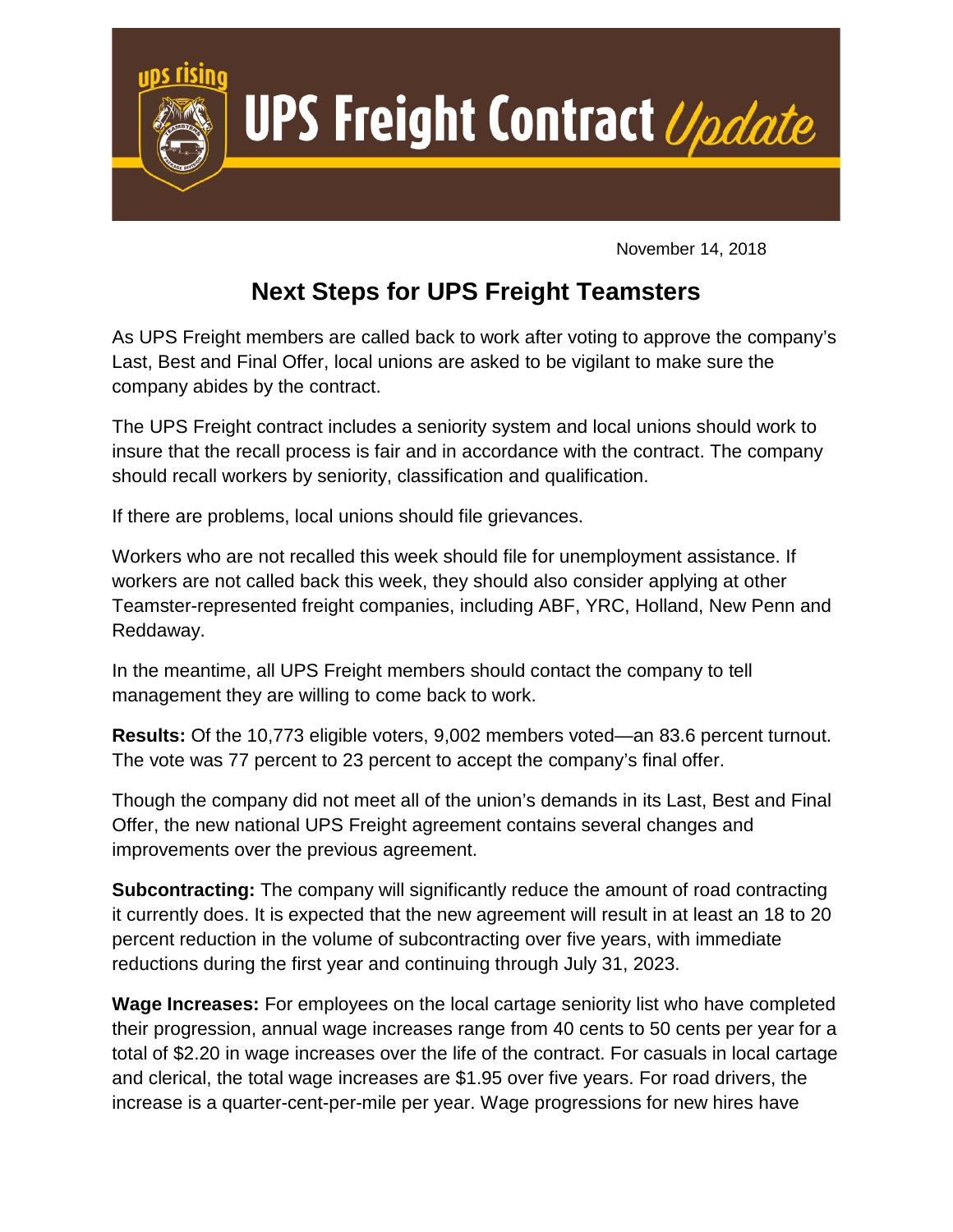# UPS Freight Contract *Update*

November 14, 2018

## Next Steps for UPS Freight Teamsters

As UPS Freight members are called back to work after voting to approve the company's Last, Best and Final Offer, local unions are asked to be vigilant to make sure the company abides by the contract.

The UPS Freight contract includes a seniority system and local unions should work to insure that the recall process is fair and in accordance with the contract. The company should recall workers by seniority, classification and qualification.

If there are problems, local unions should file grievances.

Workers who are not recalled this week should file for unemployment assistance. If workers are not called back this week, they should also consider applying at other Teamster-represented freight companies, including ABF, YRC, Holland, New Penn and Reddaway.

In the meantime, all UPS Freight members should contact the company to tell management they are willing to come back to work.

**Results:** Of the 10,773 eligible voters, 9,002 members voted—an 83.6 percent turnout. The vote was 77 percent to 23 percent to accept the company's final offer.

Though the company did not meet all of the union's demands in its Last, Best and Final Offer, the new national UPS Freight agreement contains several changes and improvements over the previous agreement.

**Subcontracting:** The company will significantly reduce the amount of road contracting it currently does. It is expected that the new agreement will result in at least an 18 to 20 percent reduction in the volume of subcontracting over five years, with immediate reductions during the first year and continuing through July 31, 2023.

**Wage Increases:** For employees on the local cartage seniority list who have completed their progression, annual wage increases range from 40 cents to 50 cents per year for a total of $2.20 in wage increases over the life of the contract. For casuals in local cartage and clerical, the total wage increases are $1.95 over five years. For road drivers, the increase is a quarter-cent-per-mile per year. Wage progressions for new hires have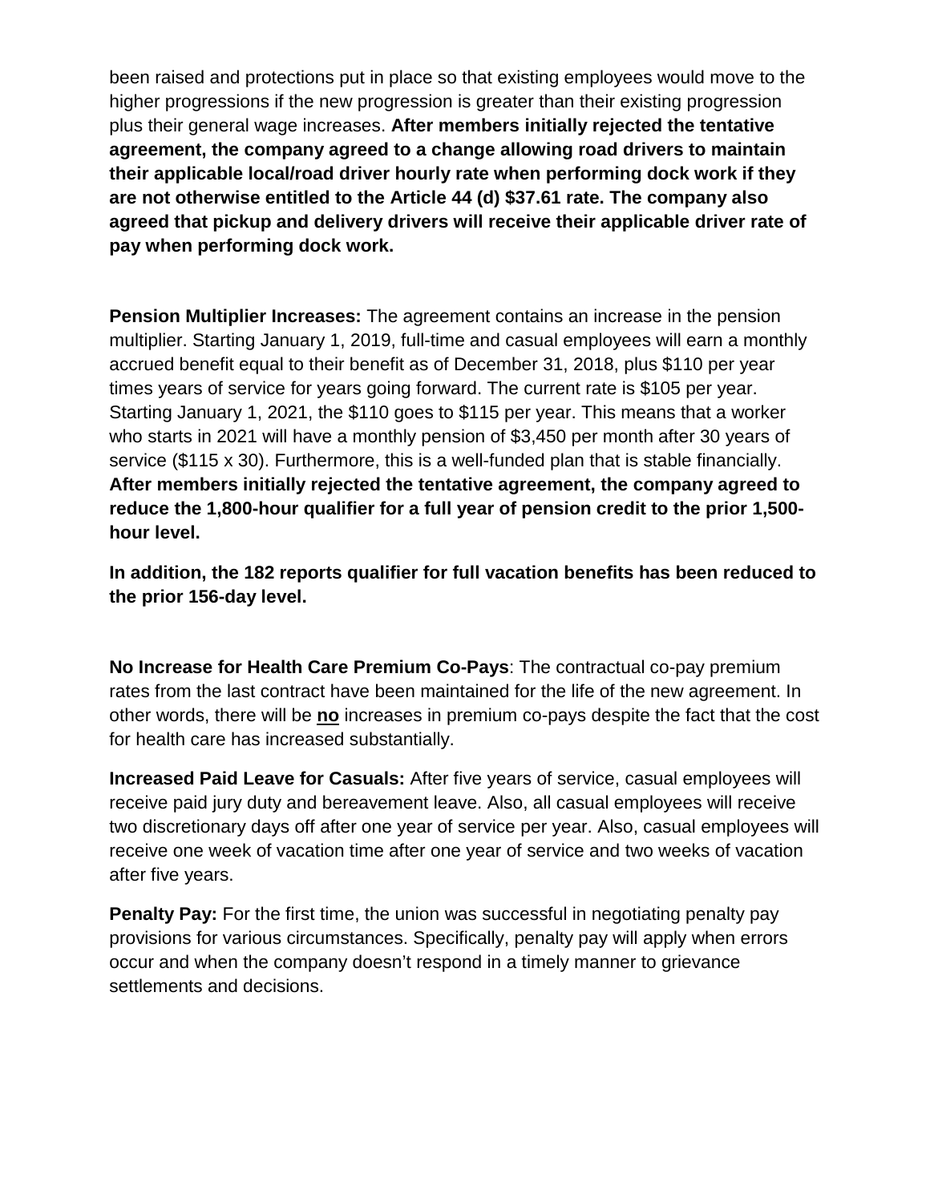been raised and protections put in place so that existing employees would move to the higher progressions if the new progression is greater than their existing progression plus their general wage increases. **After members initially rejected the tentative agreement, the company agreed to a change allowing road drivers to maintain their applicable local/road driver hourly rate when performing dock work if they are not otherwise entitled to the Article 44 (d) $37.61 rate. The company also agreed that pickup and delivery drivers will receive their applicable driver rate of pay when performing dock work.**

**Pension Multiplier Increases:** The agreement contains an increase in the pension multiplier. Starting January 1, 2019, full-time and casual employees will earn a monthly accrued benefit equal to their benefit as of December 31, 2018, plus $110 per year times years of service for years going forward. The current rate is $105 per year. Starting January 1, 2021, the $110 goes to $115 per year. This means that a worker who starts in 2021 will have a monthly pension of $3,450 per month after 30 years of service ($115 x 30). Furthermore, this is a well-funded plan that is stable financially. **After members initially rejected the tentative agreement, the company agreed to reduce the 1,800-hour qualifier for a full year of pension credit to the prior 1,500-hour level.**

**In addition, the 182 reports qualifier for full vacation benefits has been reduced to the prior 156-day level.**

**No Increase for Health Care Premium Co-Pays**: The contractual co-pay premium rates from the last contract have been maintained for the life of the new agreement. In other words, there will be **<u>no</u>** increases in premium co-pays despite the fact that the cost for health care has increased substantially.

**Increased Paid Leave for Casuals:** After five years of service, casual employees will receive paid jury duty and bereavement leave. Also, all casual employees will receive two discretionary days off after one year of service per year. Also, casual employees will receive one week of vacation time after one year of service and two weeks of vacation after five years.

**Penalty Pay:** For the first time, the union was successful in negotiating penalty pay provisions for various circumstances. Specifically, penalty pay will apply when errors occur and when the company doesn't respond in a timely manner to grievance settlements and decisions.